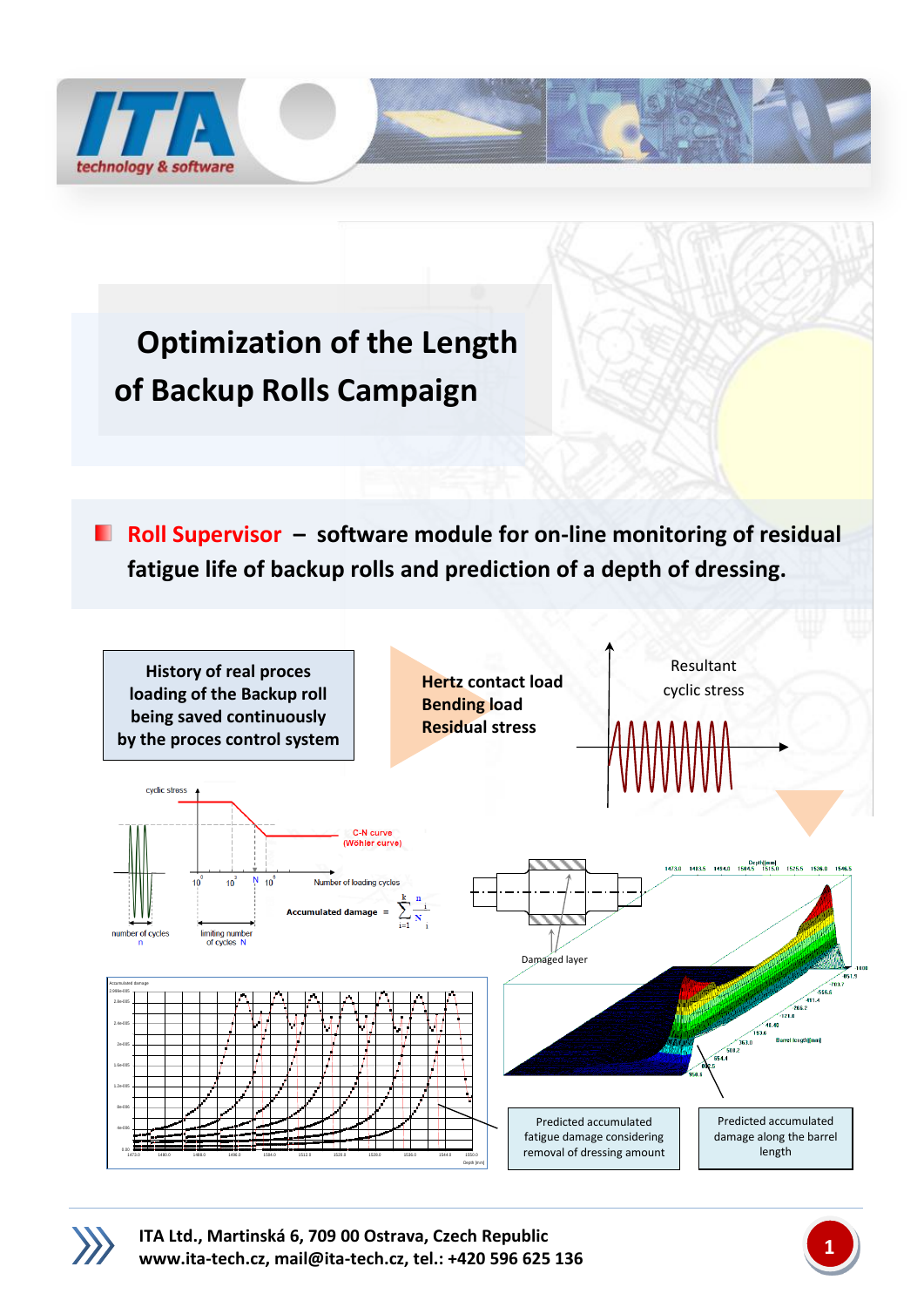# Optimization of the Length of Backup Rolls Campaign

**Roll Supervisor – software module for on-line monitoring of residual fatigue life of backup rolls and prediction of a depth of dressing.**

History of real proces loading of the Backup roll being saved continuously by the proces control system

**Hertz contact load**
**Bending load**
**Residual stress**

Resultant cyclic stress

cyclic stress

C-N curve (Wöhler curve)

number of cycles n

limiting number of cycles N

Number of loading cycles

Accumulated damage = $\sum_{i=1}^{k} \frac{n_i}{N_i}$

Damaged layer

Predicted accumulated fatigue damage considering removal of dressing amount

Predicted accumulated damage along the barrel length

ITA Ltd., Martinská 6, 709 00 Ostrava, Czech Republic
www.ita-tech.cz, mail@ita-tech.cz, tel.: +420 596 625 136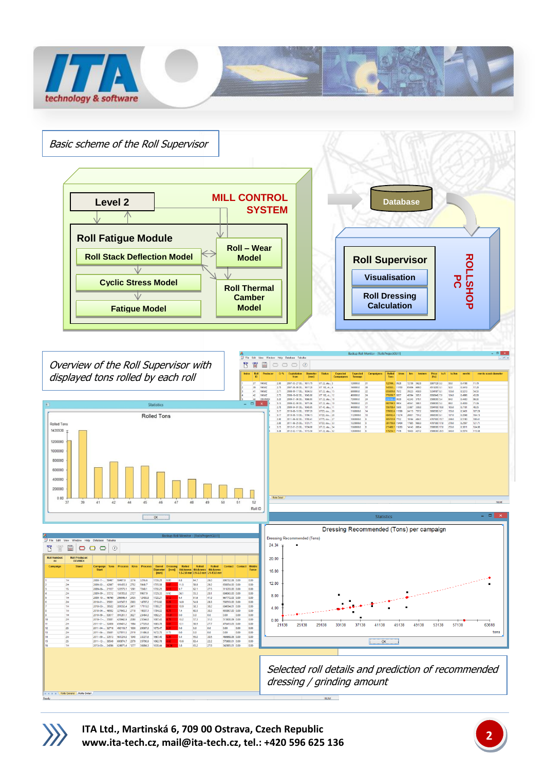*Basic scheme of the Roll Supervisor*

Level 2

MILL CONTROL SYSTEM

Roll Fatigue Module

Roll Stack Deflection Model

Roll – Wear Model

Cyclic Stress Model

Roll Thermal Camber Model

Fatigue Model

Database

Roll Supervisor

Visualisation

Roll Dressing Calculation

ROLLSHOP PC

*Overview of the Roll Supervisor with displayed tons rolled by each roll*

*Selected roll details and prediction of recommended dressing / grinding amount*

**ITA Ltd., Martinská 6, 709 00 Ostrava, Czech Republic**
**www.ita-tech.cz, mail@ita-tech.cz, tel.: +420 596 625 136**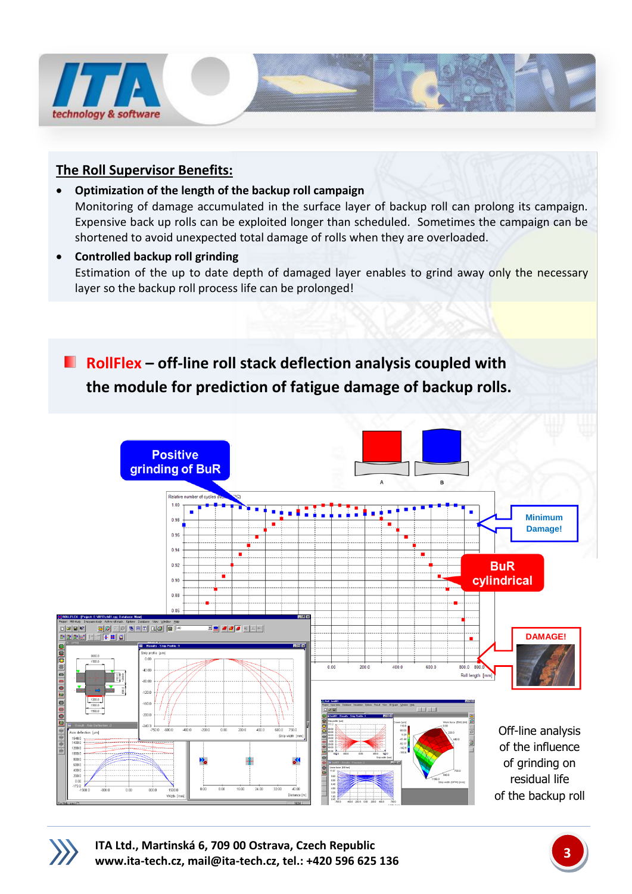## The Roll Supervisor Benefits:

- **Optimization of the length of the backup roll campaign**
  Monitoring of damage accumulated in the surface layer of backup roll can prolong its campaign. Expensive back up rolls can be exploited longer than scheduled. Sometimes the campaign can be shortened to avoid unexpected total damage of rolls when they are overloaded.
- **Controlled backup roll grinding**
  Estimation of the up to date depth of damaged layer enables to grind away only the necessary layer so the backup roll process life can be prolonged!

## RollFlex – off-line roll stack deflection analysis coupled with the module for prediction of fatigue damage of backup rolls.

Positive grinding of BuR

A

B

Relative number of cycles

1.00
0.98
0.96
0.94
0.92
0.90
0.88
0.86

0.00 200.0 400.0 600.0 800.0 890.0

Roll length [mm]

Minimum Damage!

BuR cylindrical

DAMAGE!

Off-line analysis of the influence of grinding on residual life of the backup roll

ITA Ltd., Martinská 26, 709 00 Ostrava, Czech Republic
www.ita-tech.cz, mail@ita-tech.cz, tel.: +420 596 625 136